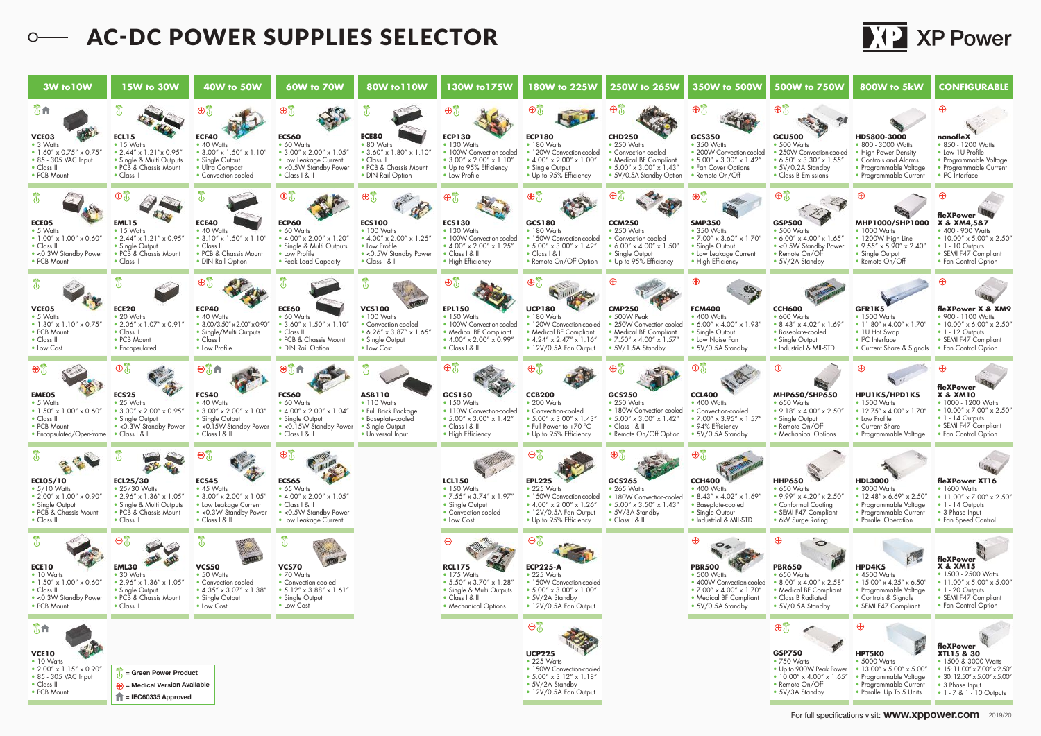# AC-DC POWER SUPPLIES SELECTOR

XP Power

## 3W to 10W

**VCE03**
- 3 Watts
- 1.60" x 0.75" x 0.75"
- 85 - 305 VAC Input
- Class II
- PCB Mount

**ECE05**
- 5 Watts
- 1.00" x 1.00" x 0.60"
- Class II
- <0.3W Standby Power
- PCB Mount

**VCE05**
- 5 Watts
- 1.30" x 1.10" x 0.75"
- PCB Mount
- Class II
- Low Cost

**EME05**
- 5 Watts
- 1.50" x 1.00" x 0.60"
- Class II
- PCB Mount
- Encapsulated/Open-frame

**ECL05/10**
- 5/10 Watts
- 2.00" x 1.00" x 0.90"
- Single Output
- PCB & Chassis Mount
- Class II

**ECE10**
- 10 Watts
- 1.50" x 1.00" x 0.60"
- Class II
- <0.3W Standby Power
- PCB Mount

**VCE10**
- 10 Watts
- 2.00" x 1.15" x 0.90"
- 85 - 305 VAC Input
- Class II
- PCB Mount

## 15W to 30W

**ECL15**
- 15 Watts
- 2.44" x 1.21" x 0.95"
- Single & Multi Outputs
- PCB & Chassis Mount
- Class II

**EML15**
- 15 Watts
- 2.44" x 1.21" x 0.95"
- Single Output
- PCB & Chassis Mount
- Class II

**ECE20**
- 20 Watts
- 2.06" x 1.07" x 0.91"
- Class II
- PCB Mount
- Encapsulated

**ECS25**
- 25 Watts
- 3.00" x 2.00" x 0.95"
- Single Output
- <0.3W Standby Power
- Class I & II

**ECL25/30**
- 25/30 Watts
- 2.96" x 1.36" x 1.05"
- Single & Multi Outputs
- PCB & Chassis Mount
- Class II

**EML30**
- 30 Watts
- 2.96" x 1.36" x 1.05"
- Single Output
- PCB & Chassis Mount
- Class II

## 40W to 50W

**ECF40**
- 40 Watts
- 3.00" x 1.50" x 1.10"
- Single Output
- Ultra Compact
- Convection-cooled

**ECE40**
- 40 Watts
- 3.10" x 1.50" x 1.10"
- Class II
- PCB & Chassis Mount
- DIN Rail Option

**ECP40**
- 40 Watts
- 3.00/3.50" x 2.00" x 0.90"
- Single/Multi Outputs
- Class I
- Low Profile

**FCS40**
- 40 Watts
- 3.00" x 2.00" x 1.03"
- Single Output
- <0.15W Standby Power
- Class I & II

**ECS45**
- 45 Watts
- 3.00" x 2.00" x 1.05"
- Low Leakage Current
- <0.3W Standby Power
- Class I & II

**VCS50**
- 50 Watts
- Convection-cooled
- 4.35" x 3.07" x 1.38"
- Single Output
- Low Cost

## 60W to 70W

**ECS60**
- 60 Watts
- 3.00" x 2.00" x 1.05"
- Low Leakage Current
- <0.5W Standby Power
- Class I & II

**ECP60**
- 60 Watts
- 4.00" x 2.00" x 1.20"
- Single & Multi Outputs
- Low Profile
- Peak Load Capacity

**ECE60**
- 60 Watts
- 3.60" x 1.50" x 1.10"
- Class II
- PCB & Chassis Mount
- DIN Rail Option

**FCS60**
- 60 Watts
- 4.00" x 2.00" x 1.04"
- Single Output
- <0.15W Standby Power
- Class I & II

**ECS65**
- 65 Watts
- 4.00" x 2.00" x 1.05"
- Class I & II
- <0.5W Standby Power
- Low Leakage Current

**VCS70**
- 70 Watts
- Convection-cooled
- 5.12" x 3.88" x 1.61"
- Single Output
- Low Cost

## 80W to 110W

**ECE80**
- 80 Watts
- 3.60" x 1.80" x 1.10"
- Class II
- PCB & Chassis Mount
- DIN Rail Option

**ECS100**
- 100 Watts
- 4.00" x 2.00" x 1.25"
- Low Profile
- <0.5W Standby Power
- Class I & II

**VCS100**
- 100 Watts
- Convection-cooled
- 6.26" x 3.87" x 1.65"
- Single Output
- Low Cost

**ASB110**
- 110 Watts
- Full Brick Package
- Baseplate-cooled
- Single Output
- Universal Input

## 130W to 175W

**ECP130**
- 130 Watts
- 100W Convection-cooled
- 3.00" x 2.00" x 1.10"
- Up to 95% Efficiency
- Low Profile

**ECS130**
- 130 Watts
- 100W Convection-cooled
- 4.00" x 2.00" x 1.25"
- Class I & II
- High Efficiency

**EPL150**
- 150 Watts
- 100W Convection-cooled
- Medical BF Compliant
- 4.00" x 2.00" x 0.99"
- Class I & II

**GCS150**
- 150 Watts
- 110W Convection-cooled
- 5.00" x 3.00" x 1.42"
- Class I & II
- High Efficiency

**LCL150**
- 150 Watts
- 7.55" x 3.74" x 1.97"
- Single Output
- Convection-cooled
- Low Cost

**RCL175**
- 175 Watts
- 5.50" x 3.70" x 1.28"
- Single & Multi Outputs
- Class I & II
- Mechanical Options

## 180W to 225W

**ECP180**
- 180 Watts
- 120W Convection-cooled
- 4.00" x 2.00" x 1.00"
- Single Output
- Up to 95% Efficiency

**GCS180**
- 180 Watts
- 150W Convection-cooled
- 5.00" x 3.00" x 1.42"
- Class I & II
- Remote On/Off Option

**UCP180**
- 180 Watts
- 120W Convection-cooled
- 4.24" x 2.47" x 1.16"
- Full Power to +70 °C
- 12V/0.5A Fan Output

**CCB200**
- 200 Watts
- Convection-cooled
- 5.00" x 3.00" x 1.43"
- Class I & II
- Up to 95% Efficiency

**EPL225**
- 225 Watts
- 150W Convection-cooled
- 4.00" x 2.00" x 1.26"
- 12V/0.5A Fan Output
- Up to 95% Efficiency

**ECP225-A**
- 225 Watts
- 150W Convection-cooled
- 5.00" x 3.00" x 1.00"
- 5V/2A Standby
- 12V/0.5A Fan Output

**UCP225**
- 225 Watts
- 150W Convection-cooled
- 5.00" x 3.12" x 1.18"
- 5V/2A Standby
- 12V/0.5A Fan Output

## 250W to 265W

**CHD250**
- 250 Watts
- Convection-cooled
- Medical BF Compliant
- 5.00" x 3.00" x 1.43"
- 5V/0.5A Standby Option

**CCM250**
- 250 Watts
- Convection-cooled
- 6.00" x 4.00" x 1.50"
- Single Output
- Up to 95% Efficiency

**CMP250**
- 500W Peak
- 250W Convection-cooled
- Medical BF Compliant
- 7.50" x 4.00" x 1.57"
- 5V/1.5A Standby

**GCS250**
- 250 Watts
- 180W Convection-cooled
- 5.00" x 3.00" x 1.42"
- Class I & II
- Remote On/Off Option

**GCS265**
- 265 Watts
- 180W Convection-cooled
- 5.00" x 3.50" x 1.43"
- 5V/3A Standby
- Class I & II

## 350W to 500W

**GCS350**
- 350 Watts
- 200W Convection-cooled
- 5.00" x 3.00" x 1.42"
- Fan Cover Options
- Remote On/Off

**SMP350**
- 350 Watts
- 7.00" x 3.60" x 1.70"
- Single Output
- Low Leakage Current
- High Efficiency

**FCM400**
- 400 Watts
- 6.00" x 4.00" x 1.93"
- Single Output
- Low Noise Fan
- 5V/0.5A Standby

**CCL400**
- 400 Watts
- Convection-cooled
- 7.00" x 3.95" x 1.57"
- 94% Efficiency
- 5V/0.5A Standby

**CCH400**
- 400 Watts
- 8.43" x 4.02" x 1.69"
- Baseplate-cooled
- Single Output
- Industrial & MIL-STD

**PBR500**
- 500 Watts
- 400W Convection-cooled
- 7.00" x 4.00" x 1.70"
- Medical BF Compliant
- 5V/0.5A Standby

## 500W to 750W

**GCU500**
- 500 Watts
- 250W Convection-cooled
- 6.50" x 3.30" x 1.55"
- 5V/0.2A Standby
- Class B Emissions

**GSP500**
- 500 Watts
- 6.00" x 4.00" x 1.65"
- <0.5W Standby Power
- Remote On/Off
- 5V/2A Standby

**CCH600**
- 600 Watts
- 8.43" x 4.02" x 1.69"
- Baseplate-cooled
- Single Output
- Industrial & MIL-STD

**MHP650/SHP650**
- 650 Watts
- 9.18" x 4.00" x 2.50"
- Single Output
- Remote On/Off
- Mechanical Options

**HHP650**
- 650 Watts
- 9.99" x 4.20" x 2.50"
- Conformal Coating
- SEMI F47 Compliant
- 6kV Surge Rating

**PBR650**
- 650 Watts
- 8.00" x 4.00" x 2.58"
- Medical BF Compliant
- Class B Radiated
- 5V/0.5A Standby

**GSP750**
- 750 Watts
- Up to 900W Peak Power
- 10.00" x 4.00" x 1.65"
- Remote On/Off
- 5V/3A Standby

## 800W to 5kW

**HDS800-3000**
- 800 - 3000 Watts
- High Power Density
- Controls and Alarms
- Programmable Voltage
- Programmable Current

**MHP1000/SHP1000**
- 1000 Watts
- 1200W High Line
- 9.55" x 5.90" x 2.40"
- Single Output
- Remote On/Off

**GFR1K5**
- 1500 Watts
- 11.80" x 4.00" x 1.70"
- 1U Hot Swap
- PC Interface
- Current Share & Signals

**HPU1K5/HPD1K5**
- 1500 Watts
- 12.75" x 4.00" x 1.70"
- Low Profile
- Current Share
- Programmable Voltage

**HDL3000**
- 3000 Watts
- 12.48" x 6.69" x 2.50"
- Programmable Voltage
- Programmable Current
- Parallel Operation

**HPD4K5**
- 4500 Watts
- 15.00" x 4.25" x 6.50"
- Programmable Voltage
- Controls & Signals
- SEMI F47 Compliant

**HPT5K0**
- 5000 Watts
- 13.00" x 5.00" x 5.00"
- Programmable Voltage
- Programmable Current
- Parallel Up To 5 Units

## CONFIGURABLE

**nanofleX**
- 850 - 1200 Watts
- Low 1U Profile
- Programmable Voltage
- Programmable Current
- I²C Interface

**fleXPower X & XM4,5&7**
- 400 - 900 Watts
- 10.00" x 5.00" x 2.50"
- 1 - 10 Outputs
- SEMI F47 Compliant
- Fan Control Option

**fleXPower X & XM9**
- 900 - 1100 Watts
- 10.00" x 6.00" x 2.50"
- 1 - 12 Outputs
- SEMI F47 Compliant
- Fan Control Option

**fleXPower X & XM10**
- 1000 - 1200 Watts
- 10.00" x 7.00" x 2.50"
- 1 - 14 Outputs
- SEMI F47 Compliant
- Fan Control Option

**fleXPower XT16**
- 1600 Watts
- 11.00" x 7.00" x 2.50"
- 1 - 14 Outputs
- 3 Phase Input
- Fan Speed Control

**fleXPower X & XM15**
- 1500 - 2500 Watts
- 11.00" x 5.00" x 5.00"
- 1 - 20 Outputs
- SEMI F47 Compliant
- Fan Control Option

**fleXPower XTL15 & 30**
- 1500 & 3000 Watts
- 15: 11.00" x 7.00" x 2.50"
- 30: 12.50" x 5.00" x 5.00"
- 3 Phase Input
- 1 - 7 & 1 - 10 Outputs

---

= Green Power Product
= Medical Version Available
= IEC60335 Approved

For full specifications visit: **www.xppower.com** 2019/20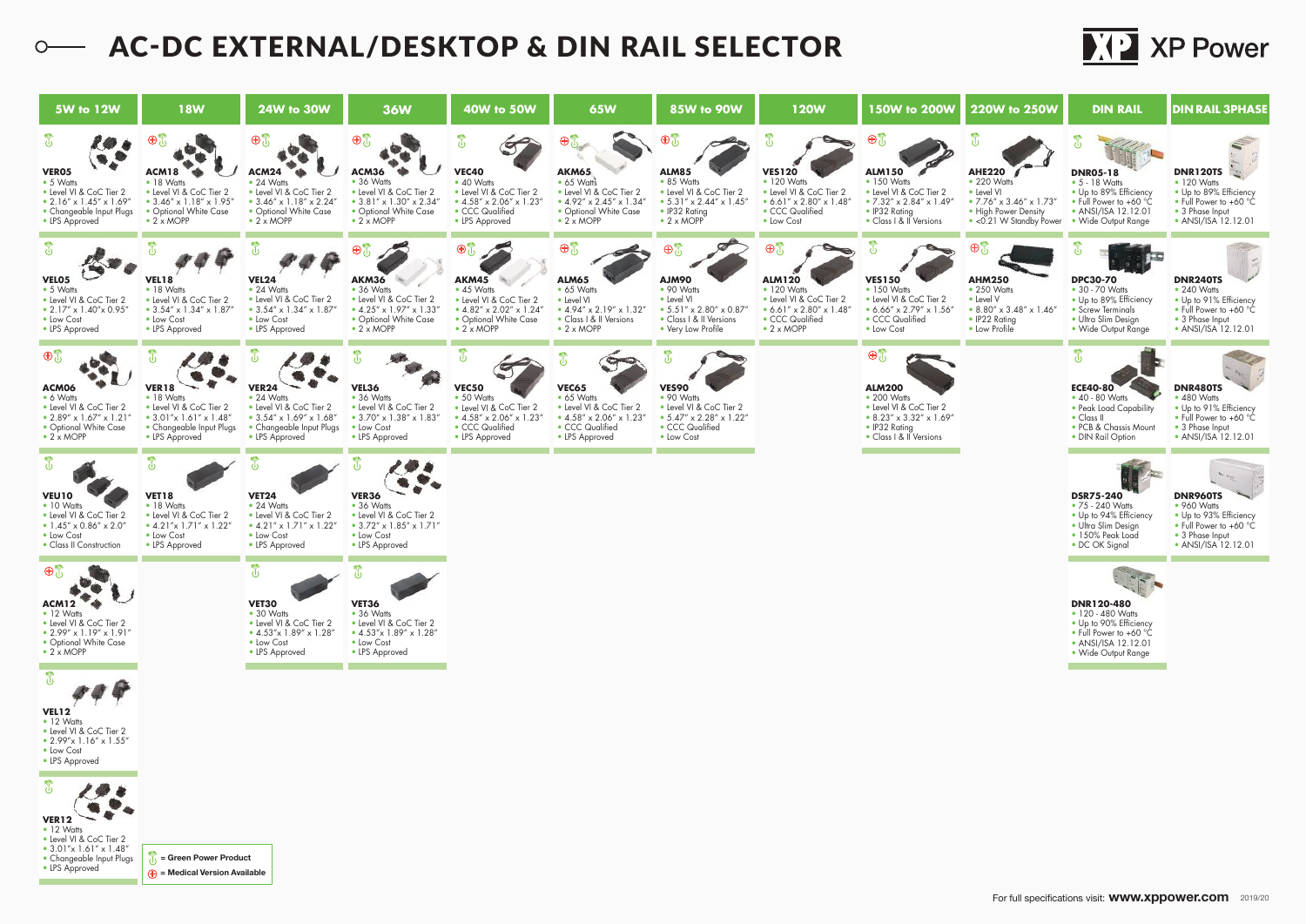# AC-DC EXTERNAL/DESKTOP & DIN RAIL SELECTOR

XP Power

## 5W to 12W

**VER05**
- 5 Watts
- Level VI & CoC Tier 2
- 2.16" x 1.45" x 1.69"
- Changeable Input Plugs
- LPS Approved

**VEL05**
- 5 Watts
- Level VI & CoC Tier 2
- 2.17" x 1.40"x 0.95"
- Low Cost
- LPS Approved

**ACM06**
- 6 Watts
- Level VI & CoC Tier 2
- 2.89" x 1.67" x 1.21"
- Optional White Case
- 2 x MOPP

**VEU10**
- 10 Watts
- Level VI & CoC Tier 2
- 1.45" x 0.86" x 2.0"
- Low Cost
- Class II Construction

**ACM12**
- 12 Watts
- Level VI & CoC Tier 2
- 2.99" x 1.19" x 1.91"
- Optional White Case
- 2 x MOPP

**VEL12**
- 12 Watts
- Level VI & CoC Tier 2
- 2.99"x 1.16" x 1.55"
- Low Cost
- LPS Approved

**VER12**
- 12 Watts
- Level VI & CoC Tier 2
- 3.01"x 1.61" x 1.48"
- Changeable Input Plugs
- LPS Approved

## 18W

**ACM18**
- 18 Watts
- Level VI & CoC Tier 2
- 3.46" x 1.18" x 1.95"
- Optional White Case
- 2 x MOPP

**VEL18**
- 18 Watts
- Level VI & CoC Tier 2
- 3.54" x 1.34" x 1.87"
- Low Cost
- LPS Approved

**VER18**
- 18 Watts
- Level VI & CoC Tier 2
- 3.01"x 1.61" x 1.48"
- Changeable Input Plugs
- LPS Approved

**VET18**
- 18 Watts
- Level VI & CoC Tier 2
- 4.21" x 1.71" x 1.22"
- Low Cost
- LPS Approved

## 24W to 30W

**ACM24**
- 24 Watts
- Level VI & CoC Tier 2
- 3.46" x 1.30" x 2.24"
- Optional White Case
- 2 x MOPP

**VEL24**
- 24 Watts
- Level VI & CoC Tier 2
- 3.54" x 1.34" x 1.87"
- Low Cost
- LPS Approved

**VER24**
- 24 Watts
- Level VI & CoC Tier 2
- 3.54" x 1.69" x 1.68"
- Changeable Input Plugs
- LPS Approved

**VET24**
- 24 Watts
- Level VI & CoC Tier 2
- 4.21" x 1.71" x 1.22"
- Low Cost
- LPS Approved

**VET30**
- 30 Watts
- Level VI & CoC Tier 2
- 4.53" x 1.89" x 1.28"
- Low Cost
- LPS Approved

## 36W

**ACM36**
- 36 Watts
- Level VI & CoC Tier 2
- 3.81" x 1.30" x 2.34"
- Optional White Case
- 2 x MOPP

**AKM36**
- 36 Watts
- Level VI & CoC Tier 2
- 4.25" x 1.97" x 1.33"
- Optional White Case
- 2 x MOPP

**VEL36**
- 36 Watts
- Level VI & CoC Tier 2
- 3.70" x 1.38" x 1.83"
- Low Cost
- LPS Approved

**VER36**
- 36 Watts
- Level VI & CoC Tier 2
- 3.72" x 1.85" x 1.71"
- Low Cost
- LPS Approved

**VET36**
- 36 Watts
- Level VI & CoC Tier 2
- 4.53"x 1.89" x 1.28"
- Low Cost
- LPS Approved

## 40W to 50W

**VEC40**
- 40 Watts
- Level VI & CoC Tier 2
- 4.58" x 2.06" x 1.23"
- CCC Qualified
- LPS Approved

**AKM45**
- 45 Watts
- Level VI & CoC Tier 2
- 4.82" x 2.02" x 1.24"
- Optional White Case
- 2 x MOPP

**VEC50**
- 50 Watts
- Level VI & CoC Tier 2
- 4.58" x 2.06" x 1.23"
- CCC Qualified
- LPS Approved

## 65W

**AKM65**
- 65 Watts
- Level VI & CoC Tier 2
- 4.92" x 2.45" x 1.34"
- Optional White Case
- 2 x MOPP

**ALM65**
- 65 Watts
- Level VI
- 4.94" x 2.19" x 1.32"
- Class I & II Versions
- 2 x MOPP

**VEC65**
- 65 Watts
- Level VI & CoC Tier 2
- 4.58" x 2.06" x 1.23"
- CCC Qualified
- LPS Approved

## 85W to 90W

**ALM85**
- 85 Watts
- Level VI & CoC Tier 2
- 5.31" x 2.44" x 1.45"
- IP32 Rating
- 2 x MOPP

**AJM90**
- 90 Watts
- Level VI
- 5.51" x 2.80" x 0.87"
- Class I & II Versions
- Very Low Profile

**VES90**
- 90 Watts
- Level VI & CoC Tier 2
- 5.47" x 2.28" x 1.22"
- CCC Qualified
- Low Cost

## 120W

**VES120**
- 120 Watts
- Level VI & CoC Tier 2
- 6.61" x 2.80" x 1.48"
- CCC Qualified
- Low Cost

**ALM120**
- 120 Watts
- Level VI & CoC Tier 2
- 6.61" x 2.80" x 1.48"
- CCC Qualified
- 2 x MOPP

## 150W to 200W

**ALM150**
- 150 Watts
- Level VI & CoC Tier 2
- 7.32" x 2.84" x 1.49"
- IP32 Rating
- Class I & II Versions

**VES150**
- 150 Watts
- Level VI & CoC Tier 2
- 6.66" x 2.79" x 1.56"
- CCC Qualified
- Low Cost

**ALM200**
- 200 Watts
- Level VI & CoC Tier 2
- 8.23" x 3.32" x 1.69"
- IP32 Rating
- Class I & II Versions

## 220W to 250W

**AHE220**
- 220 Watts
- Level VI
- 7.76" x 3.46" x 1.73"
- High Power Density
- <0.21 W Standby Power

**AHM250**
- 250 Watts
- Level V
- 8.80" x 3.48" x 1.46"
- IP22 Rating
- Low Profile

## DIN RAIL

**DNR05-18**
- 5 - 18 Watts
- Up to 89% Efficiency
- Full Power to +60 °C
- ANSI/ISA 12.12.01
- Wide Output Range

**DPC30-70**
- 30 - 70 Watts
- Up to 89% Efficiency
- Screw Terminals
- Ultra Slim Design
- Wide Output Range

**ECE40-80**
- 40 - 80 Watts
- Peak Load Capability
- Class II
- PCB & Chassis Mount
- DIN Rail Option

**DSR75-240**
- 75 - 240 Watts
- Up to 94% Efficiency
- Ultra Slim Design
- 150% Peak Load
- DC OK Signal

**DNR120-480**
- 120 - 480 Watts
- Up to 90% Efficiency
- Full Power to +60 °C
- ANSI/ISA 12.12.01
- Wide Output Range

## DIN RAIL 3PHASE

**DNR120TS**
- 120 Watts
- Up to 89% Efficiency
- Full Power to +60 °C
- 3 Phase Input
- ANSI/ISA 12.12.01

**DNR240TS**
- 240 Watts
- Up to 91% Efficiency
- Full Power to +60 °C
- 3 Phase Input
- ANSI/ISA 12.12.01

**DNR480TS**
- 480 Watts
- Up to 91% Efficiency
- Full Power to +60 °C
- 3 Phase Input
- ANSI/ISA 12.12.01

**DNR960TS**
- 960 Watts
- Up to 93% Efficiency
- Full Power to +60 °C
- 3 Phase Input
- ANSI/ISA 12.12.01

= Green Power Product

⊕ = Medical Version Available

For full specifications visit: **www.xppower.com** 2019/20